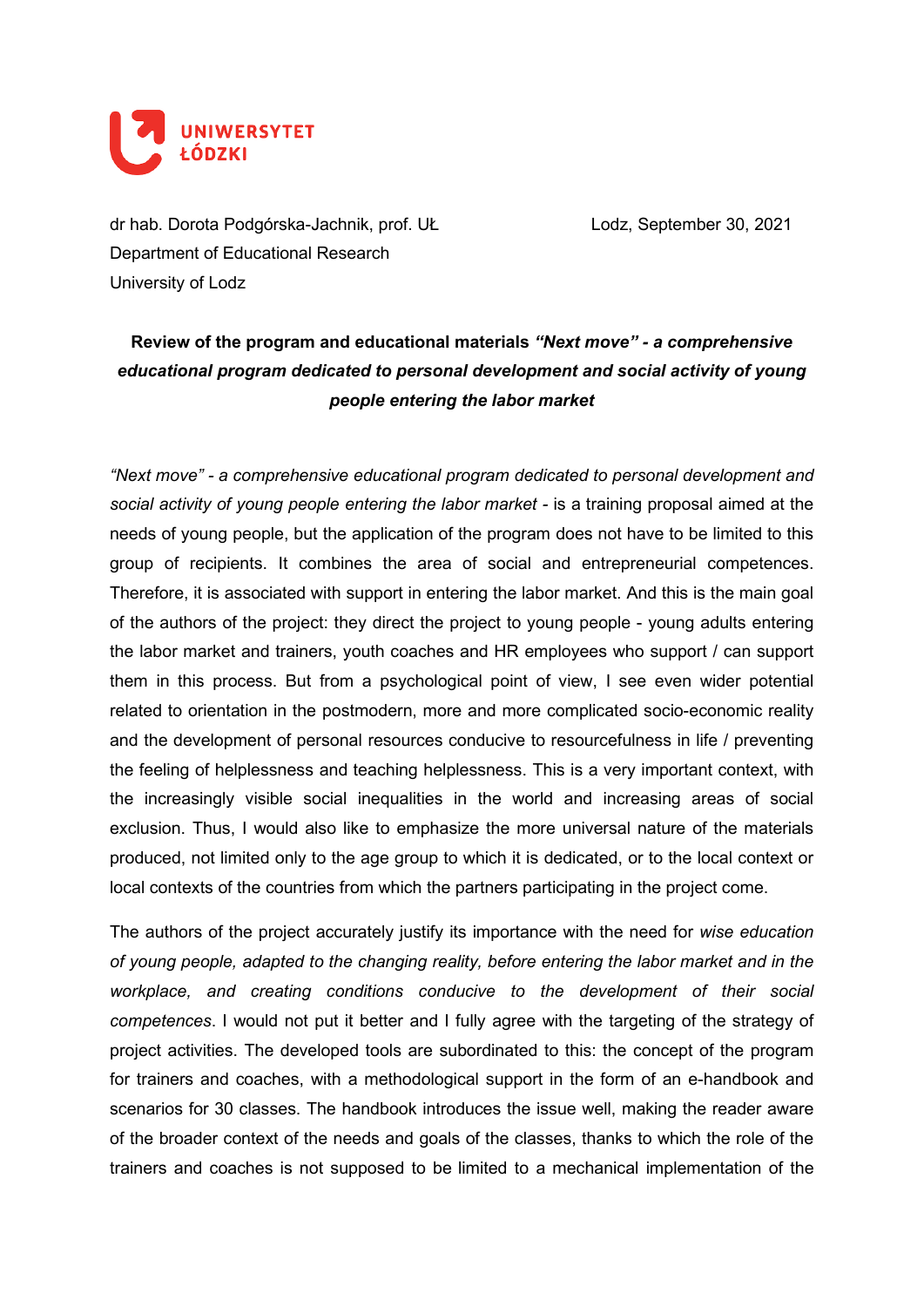UNIWERSYTET ŁÓDZKI

dr hab. Dorota Podgórska-Jachnik, prof. UŁ
Department of Educational Research
University of Lodz

Lodz, September 30, 2021

**Review of the program and educational materials *"Next move" - a comprehensive educational program dedicated to personal development and social activity of young people entering the labor market***

*"Next move" - a comprehensive educational program dedicated to personal development and social activity of young people entering the labor market* - is a training proposal aimed at the needs of young people, but the application of the program does not have to be limited to this group of recipients. It combines the area of social and entrepreneurial competences. Therefore, it is associated with support in entering the labor market. And this is the main goal of the authors of the project: they direct the project to young people - young adults entering the labor market and trainers, youth coaches and HR employees who support / can support them in this process. But from a psychological point of view, I see even wider potential related to orientation in the postmodern, more and more complicated socio-economic reality and the development of personal resources conducive to resourcefulness in life / preventing the feeling of helplessness and teaching helplessness. This is a very important context, with the increasingly visible social inequalities in the world and increasing areas of social exclusion. Thus, I would also like to emphasize the more universal nature of the materials produced, not limited only to the age group to which it is dedicated, or to the local context or local contexts of the countries from which the partners participating in the project come.

The authors of the project accurately justify its importance with the need for *wise education of young people, adapted to the changing reality, before entering the labor market and in the workplace, and creating conditions conducive to the development of their social competences*. I would not put it better and I fully agree with the targeting of the strategy of project activities. The developed tools are subordinated to this: the concept of the program for trainers and coaches, with a methodological support in the form of an e-handbook and scenarios for 30 classes. The handbook introduces the issue well, making the reader aware of the broader context of the needs and goals of the classes, thanks to which the role of the trainers and coaches is not supposed to be limited to a mechanical implementation of the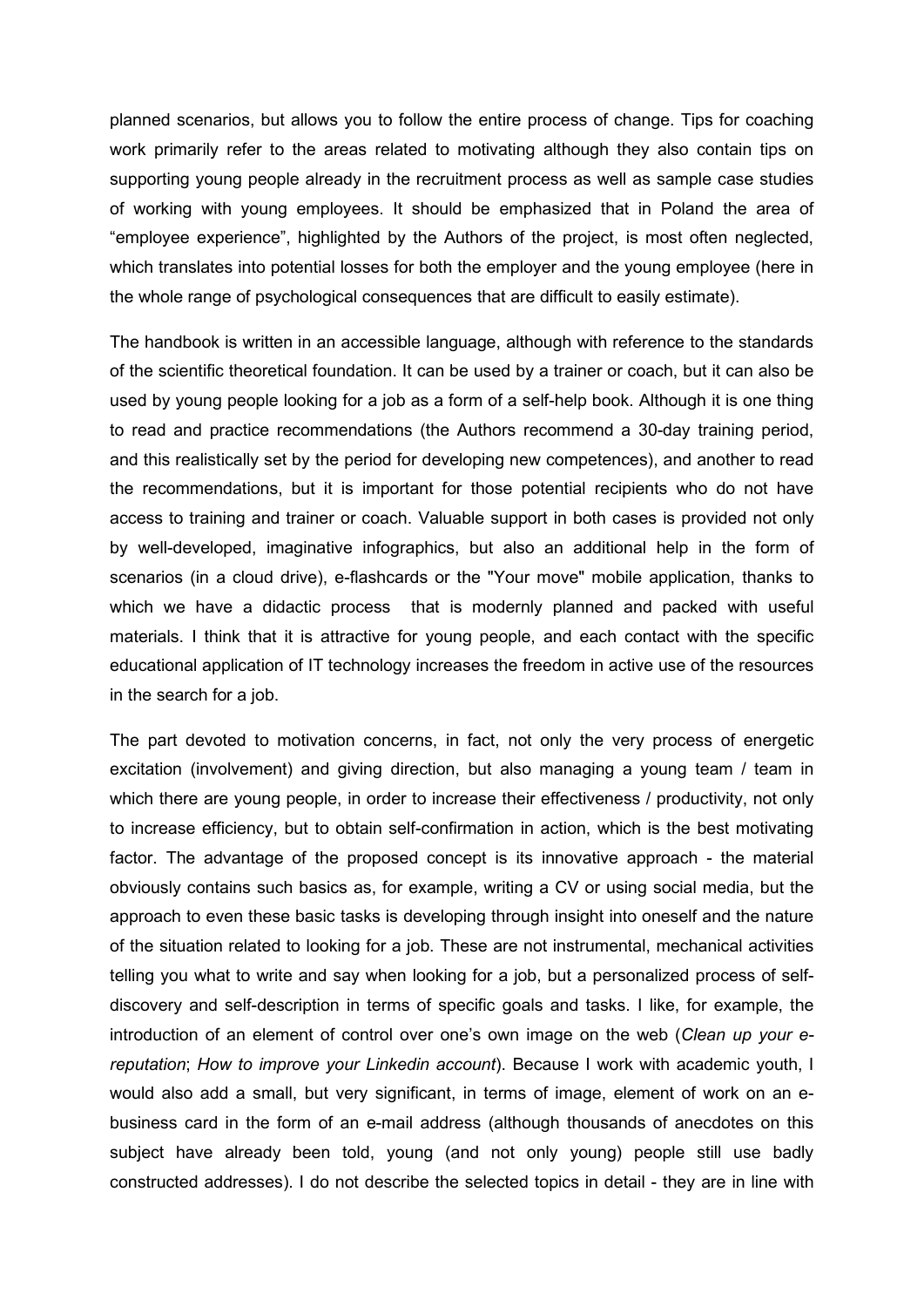planned scenarios, but allows you to follow the entire process of change. Tips for coaching work primarily refer to the areas related to motivating although they also contain tips on supporting young people already in the recruitment process as well as sample case studies of working with young employees. It should be emphasized that in Poland the area of "employee experience", highlighted by the Authors of the project, is most often neglected, which translates into potential losses for both the employer and the young employee (here in the whole range of psychological consequences that are difficult to easily estimate).

The handbook is written in an accessible language, although with reference to the standards of the scientific theoretical foundation. It can be used by a trainer or coach, but it can also be used by young people looking for a job as a form of a self-help book. Although it is one thing to read and practice recommendations (the Authors recommend a 30-day training period, and this realistically set by the period for developing new competences), and another to read the recommendations, but it is important for those potential recipients who do not have access to training and trainer or coach. Valuable support in both cases is provided not only by well-developed, imaginative infographics, but also an additional help in the form of scenarios (in a cloud drive), e-flashcards or the "Your move" mobile application, thanks to which we have a didactic process that is modernly planned and packed with useful materials. I think that it is attractive for young people, and each contact with the specific educational application of IT technology increases the freedom in active use of the resources in the search for a job.

The part devoted to motivation concerns, in fact, not only the very process of energetic excitation (involvement) and giving direction, but also managing a young team / team in which there are young people, in order to increase their effectiveness / productivity, not only to increase efficiency, but to obtain self-confirmation in action, which is the best motivating factor. The advantage of the proposed concept is its innovative approach - the material obviously contains such basics as, for example, writing a CV or using social media, but the approach to even these basic tasks is developing through insight into oneself and the nature of the situation related to looking for a job. These are not instrumental, mechanical activities telling you what to write and say when looking for a job, but a personalized process of self-discovery and self-description in terms of specific goals and tasks. I like, for example, the introduction of an element of control over one's own image on the web (*Clean up your e-reputation*; *How to improve your Linkedin account*). Because I work with academic youth, I would also add a small, but very significant, in terms of image, element of work on an e-business card in the form of an e-mail address (although thousands of anecdotes on this subject have already been told, young (and not only young) people still use badly constructed addresses). I do not describe the selected topics in detail - they are in line with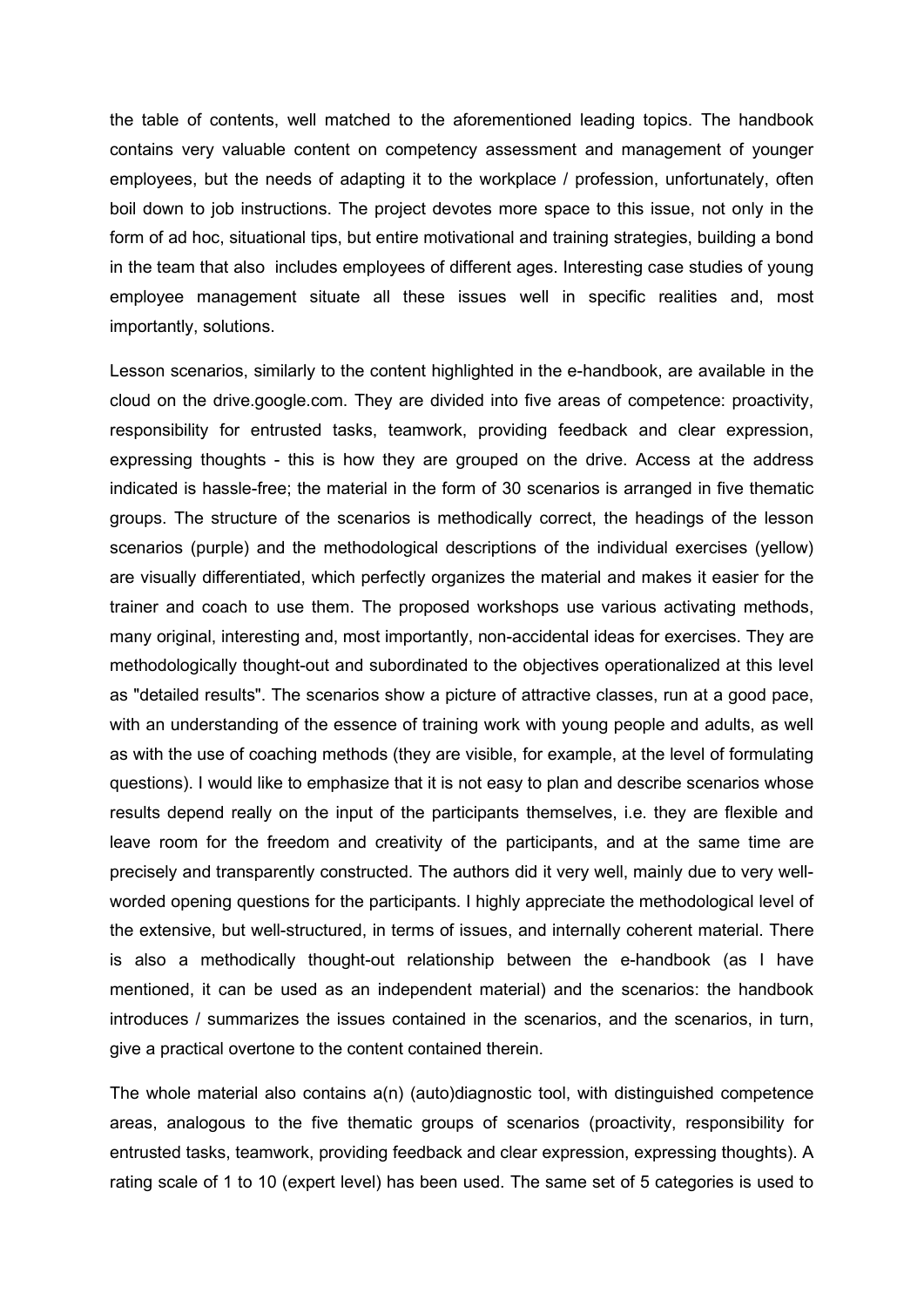the table of contents, well matched to the aforementioned leading topics. The handbook contains very valuable content on competency assessment and management of younger employees, but the needs of adapting it to the workplace / profession, unfortunately, often boil down to job instructions. The project devotes more space to this issue, not only in the form of ad hoc, situational tips, but entire motivational and training strategies, building a bond in the team that also includes employees of different ages. Interesting case studies of young employee management situate all these issues well in specific realities and, most importantly, solutions.

Lesson scenarios, similarly to the content highlighted in the e-handbook, are available in the cloud on the drive.google.com. They are divided into five areas of competence: proactivity, responsibility for entrusted tasks, teamwork, providing feedback and clear expression, expressing thoughts - this is how they are grouped on the drive. Access at the address indicated is hassle-free; the material in the form of 30 scenarios is arranged in five thematic groups. The structure of the scenarios is methodically correct, the headings of the lesson scenarios (purple) and the methodological descriptions of the individual exercises (yellow) are visually differentiated, which perfectly organizes the material and makes it easier for the trainer and coach to use them. The proposed workshops use various activating methods, many original, interesting and, most importantly, non-accidental ideas for exercises. They are methodologically thought-out and subordinated to the objectives operationalized at this level as "detailed results". The scenarios show a picture of attractive classes, run at a good pace, with an understanding of the essence of training work with young people and adults, as well as with the use of coaching methods (they are visible, for example, at the level of formulating questions). I would like to emphasize that it is not easy to plan and describe scenarios whose results depend really on the input of the participants themselves, i.e. they are flexible and leave room for the freedom and creativity of the participants, and at the same time are precisely and transparently constructed. The authors did it very well, mainly due to very well-worded opening questions for the participants. I highly appreciate the methodological level of the extensive, but well-structured, in terms of issues, and internally coherent material. There is also a methodically thought-out relationship between the e-handbook (as I have mentioned, it can be used as an independent material) and the scenarios: the handbook introduces / summarizes the issues contained in the scenarios, and the scenarios, in turn, give a practical overtone to the content contained therein.

The whole material also contains a(n) (auto)diagnostic tool, with distinguished competence areas, analogous to the five thematic groups of scenarios (proactivity, responsibility for entrusted tasks, teamwork, providing feedback and clear expression, expressing thoughts). A rating scale of 1 to 10 (expert level) has been used. The same set of 5 categories is used to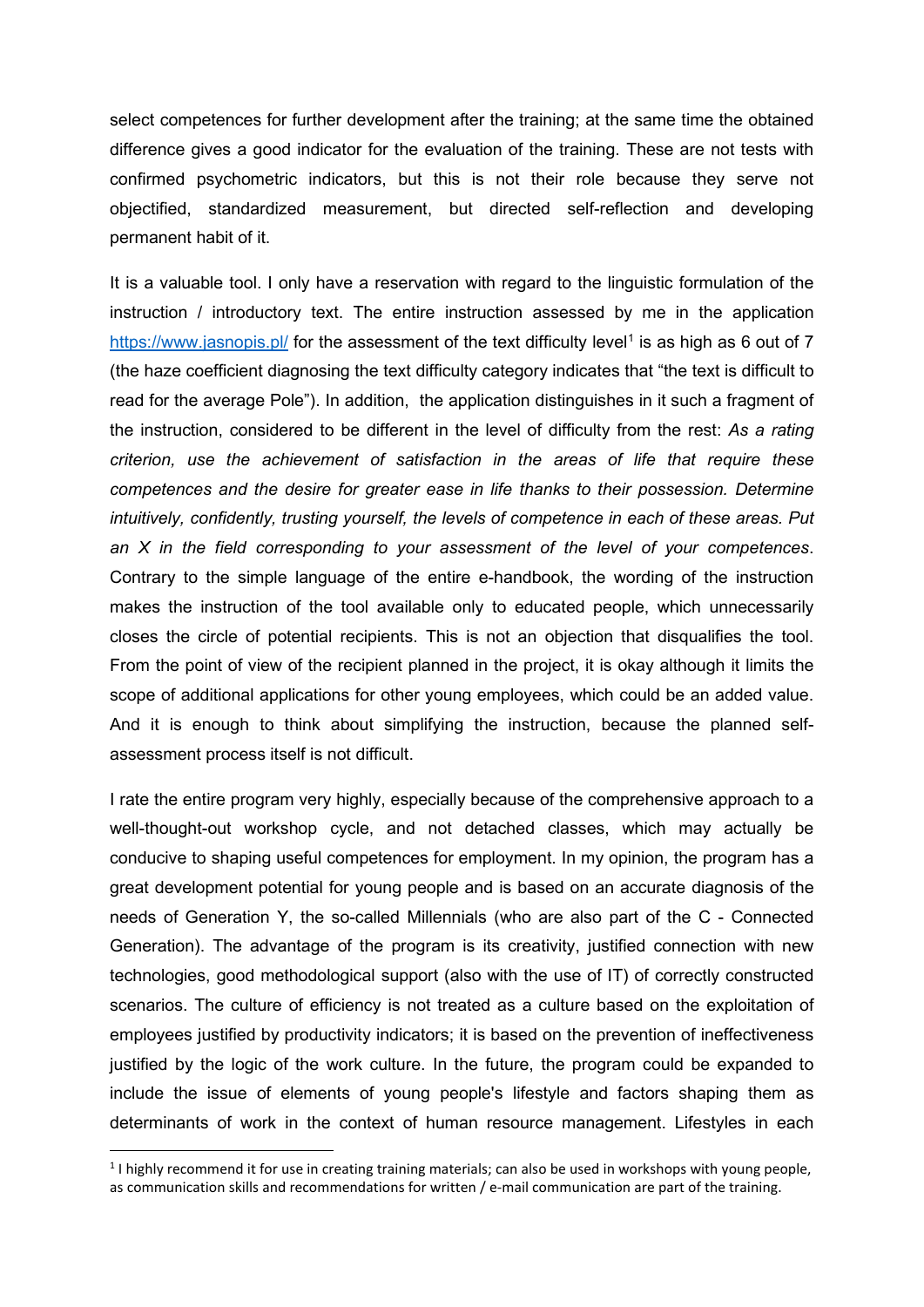select competences for further development after the training; at the same time the obtained difference gives a good indicator for the evaluation of the training. These are not tests with confirmed psychometric indicators, but this is not their role because they serve not objectified, standardized measurement, but directed self-reflection and developing permanent habit of it.

It is a valuable tool. I only have a reservation with regard to the linguistic formulation of the instruction / introductory text. The entire instruction assessed by me in the application https://www.jasnopis.pl/ for the assessment of the text difficulty level[1] is as high as 6 out of 7 (the haze coefficient diagnosing the text difficulty category indicates that "the text is difficult to read for the average Pole"). In addition, the application distinguishes in it such a fragment of the instruction, considered to be different in the level of difficulty from the rest: *As a rating criterion, use the achievement of satisfaction in the areas of life that require these competences and the desire for greater ease in life thanks to their possession. Determine intuitively, confidently, trusting yourself, the levels of competence in each of these areas. Put an X in the field corresponding to your assessment of the level of your competences*. Contrary to the simple language of the entire e-handbook, the wording of the instruction makes the instruction of the tool available only to educated people, which unnecessarily closes the circle of potential recipients. This is not an objection that disqualifies the tool. From the point of view of the recipient planned in the project, it is okay although it limits the scope of additional applications for other young employees, which could be an added value. And it is enough to think about simplifying the instruction, because the planned self-assessment process itself is not difficult.

I rate the entire program very highly, especially because of the comprehensive approach to a well-thought-out workshop cycle, and not detached classes, which may actually be conducive to shaping useful competences for employment. In my opinion, the program has a great development potential for young people and is based on an accurate diagnosis of the needs of Generation Y, the so-called Millennials (who are also part of the C - Connected Generation). The advantage of the program is its creativity, justified connection with new technologies, good methodological support (also with the use of IT) of correctly constructed scenarios. The culture of efficiency is not treated as a culture based on the exploitation of employees justified by productivity indicators; it is based on the prevention of ineffectiveness justified by the logic of the work culture. In the future, the program could be expanded to include the issue of elements of young people's lifestyle and factors shaping them as determinants of work in the context of human resource management. Lifestyles in each

[1] I highly recommend it for use in creating training materials; can also be used in workshops with young people, as communication skills and recommendations for written / e-mail communication are part of the training.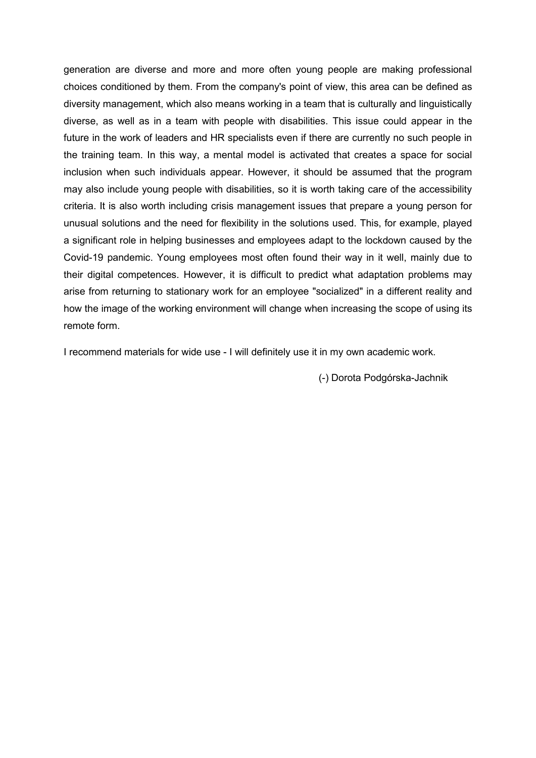generation are diverse and more and more often young people are making professional choices conditioned by them. From the company's point of view, this area can be defined as diversity management, which also means working in a team that is culturally and linguistically diverse, as well as in a team with people with disabilities. This issue could appear in the future in the work of leaders and HR specialists even if there are currently no such people in the training team. In this way, a mental model is activated that creates a space for social inclusion when such individuals appear. However, it should be assumed that the program may also include young people with disabilities, so it is worth taking care of the accessibility criteria. It is also worth including crisis management issues that prepare a young person for unusual solutions and the need for flexibility in the solutions used. This, for example, played a significant role in helping businesses and employees adapt to the lockdown caused by the Covid-19 pandemic. Young employees most often found their way in it well, mainly due to their digital competences. However, it is difficult to predict what adaptation problems may arise from returning to stationary work for an employee "socialized" in a different reality and how the image of the working environment will change when increasing the scope of using its remote form.

I recommend materials for wide use - I will definitely use it in my own academic work.

(-) Dorota Podgórska-Jachnik